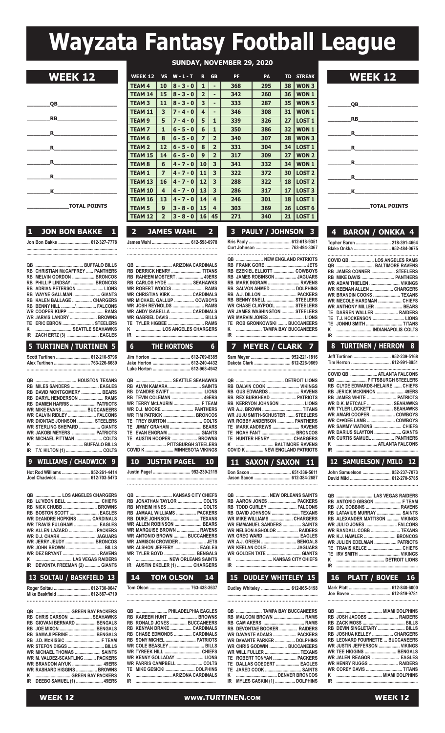# Wayzata Fantasy Football League

## SUNDAY, NOVEMBER 29, 2020

## WEEK 12

________QB____________________

________RB____________________

________R_____________________

________R_____________________

________R_____________________

________R_____________________

________K_____________________

______________TOTAL POINTS

| WEEK 12 | VS | W - L - T | R | GB | PF | PA | TD | STREAK |
|---|---|---|---|---|---|---|---|---|
| TEAM 4 | 10 | 8 - 3 - 0 | 1 | - | 368 | 295 | 38 | WON 3 |
| TEAM 14 | 15 | 8 - 3 - 0 | 2 | - | 342 | 260 | 36 | WON 1 |
| TEAM 3 | 11 | 8 - 3 - 0 | 3 | - | 333 | 287 | 35 | WON 5 |
| TEAM 11 | 3 | 7 - 4 - 0 | 4 | - | 346 | 308 | 31 | WON 1 |
| TEAM 9 | 5 | 7 - 4 - 0 | 5 | 1 | 339 | 326 | 27 | LOST 1 |
| TEAM 7 | 1 | 6 - 5 - 0 | 6 | 1 | 350 | 386 | 32 | WON 1 |
| TEAM 6 | 8 | 6 - 5 - 0 | 7 | 2 | 340 | 307 | 28 | WON 3 |
| TEAM 2 | 12 | 6 - 5 - 0 | 8 | 2 | 331 | 304 | 34 | LOST 1 |
| TEAM 15 | 14 | 6 - 5 - 0 | 9 | 2 | 317 | 309 | 27 | WON 2 |
| TEAM 8 | 6 | 4 - 7 - 0 | 10 | 3 | 341 | 332 | 34 | WON 1 |
| TEAM 1 | 7 | 4 - 7 - 0 | 11 | 3 | 322 | 372 | 30 | LOST 2 |
| TEAM 13 | 16 | 4 - 7 - 0 | 12 | 3 | 288 | 322 | 18 | LOST 2 |
| TEAM 10 | 4 | 4 - 7 - 0 | 13 | 3 | 286 | 317 | 17 | LOST 3 |
| TEAM 16 | 13 | 4 - 7 - 0 | 14 | 4 | 246 | 301 | 18 | LOST 1 |
| TEAM 5 | 9 | 3 - 8 - 0 | 15 | 4 | 303 | 369 | 26 | LOST 6 |
| TEAM 12 | 2 | 3 - 8 - 0 | 16 | 45 | 271 | 340 | 21 | LOST 1 |

## WEEK 12

________QB____________________

________RB____________________

________R_____________________

________R_____________________

________R_____________________

________R_____________________

________K_____________________

______________TOTAL POINTS

### 1 JON BON BAKKE 1

Jon Bon Bakke .......................... 612-327-7778

- QB ........................................ BUFFALO BILLS
- RB CHRISTIAN McCAFFREY ...... PANTHERS
- RB MELVIN GORDON .................. BRONCOS
- RB PHILLIP LINDSAY .................. BRONCOS
- RB ADRIAN PETERSON ...................... LIONS
- RB WAYNE GALLMAN ..................... GIANTS
- RB KALEN BALLAGE ................. CHARGERS
- RB BENNY HILL ..........'................. FALCONS
- WR COOPER KUPP ............................. RAMS
- WR JARVIS LANDRY ...................... BROWNS
- TE ERIC EBRON ........................... STEELERS
- K ............................ SEATTLE SEAHAWKS
- IR ZACH ERTZ (3) ............................ EAGLES

### 2 JAMES WAHL 2

James Wahl ................................ 612-598-0978

- QB ................................ ARIZONA CARDINALS
- RB DERRICK HENRY .......................... TITANS
- RB RAHEEM MOSTERT ....................... 49ERS
- RB CARLOS HYDE ....................... SEAHAWKS
- WR ROBERT WOODS ............................ RAMS
- WR CHRISTIAN KIRK .................. CARDINALS
- WR MICHAEL GALLUP ................. COWBOYS
- WR JOSH REYNOLDS ........................... RAMS
- WR ANDY ISABELLA ................. CARDINALS
- WR GABRIEL DAVIS ............................. BILLS
- TE TYLER HIGBEE ................................. RAMS
- K .................... LOS ANGELES CHARGERS
- IR

### 3 PAULY / JOHNSON 3

Kris Pauly ................................... 612-618-9351
Curt Johnson ............................. 763-494-3367

- QB ..................... NEW ENGLAND PATRIOTS
- RB FRANK GORE ..................................... JETS
- RB EZEKIEL ELLIOTT ................. COWBOYS
- RB JAMES ROBINSON ................. JAGUARS
- RB MARK INGRAM .......................... RAVENS
- RB SALVON AHMED .................... DOLPHINS
- RB A.J. DILLON ............................ PACKERS
- RB BENNY SNELL ........................ STEELERS
- WR CHASE CLAYPOOL ............... STEELERS
- WR JAMES WASHINGTON ........... STEELERS
- WR MARVIN JONES ............................. LIONS
- TE ROB GRONKOWSKI ....... BUCCANEERS
- K ..................... TAMPA BAY BUCCANEERS
- IR

### 4 BARON / ONKKA 4

Topher Baron ............................. 218-391-4664
Blake Onkka ............................... 952-484-0675

- COVID QB .................. LOS ANGELES RAMS
- QB ................................ BALTIMORE RAVENS
- RB JAMES CONNER ................... STEELERS
- RB MIKE DAVIS ........................... PANTHERS
- WR ADAM THIELEN ......................... VIKINGS
- WR KEENAN ALLEN ................... CHARGERS
- WR BRANDIN COOKS ...................... TEXANS
- WR MECOLE HARDMAN ..................... CHIEFS
- WR ANTHONY MILLER ....................... BEARS
- TE DARREN WALLER ...................... RAIDERS
- TE T.J. HOCKENSON ............................ LIONS
- TE JONNU SMITH ................................ TITANS
- K ............................. INDIANAPOLIS COLTS
- IR

### 5 TURTINEN / TURTINEN 5

Scott Turtinen ............................ 612-210-5796
Alex Turtinen .............................. 763-226-6689

- QB ................................... HOUSTON TEXANS
- RB MILES SANDERS ........................ EAGLES
- RB DAVID MONTGOMERY ................ BEARS
- RB DARYL HENDERSON ..................... RAMS
- RB DAMIEN HARRIS .................... PATRIOTS
- WR MIKE EVANS ....................... BUCCANEERS
- WR CALVIN RIDLEY ....................... FALCONS
- WR DIONTAE JOHNSON ............. STEELERS
- WR STERLING SHEPARD ................ GIANTS
- WR JAKOBI MEYERS ................... PATRIOTS
- WR MICHAEL PITTMAN ...................... COLTS
- K ........................................ BUFFALO BILLS
- IR T.Y. HILTON (1) ................................ COLTS

### 6 THE HORTONS 6

Jim Horton ................................. 612-709-8385
Jake Horton ............................... 612-240-4432
Luke Horton ............................... 612-968-4942

- QB ............................. SEATTLE SEAHAWKS
- RB ALVIN KAMARA ............................ SAINTS
- RB D'ANDRE SWIFT .............................. LIONS
- RB TEVIN COLEMAN ........................... 49ERS
- WR TERRY McLAURIN ..................... F TEAM
- WR D.J. MOORE ......................... PANTHERS
- WR TIM PATRICK ........................... BRONCOS
- TE TREY BURTON ................................ COLTS
- TE JIMMY GRAHAM ............................ BEARS
- TE EVAN ENGRAM ............................ GIANTS
- TE AUSTIN HOOPER ...................... BROWNS
- K ............................ PITTSBURGH STEELERS
- COVID K ........................ MINNESOTA VIKINGS

### 7 MEYER / CLARK 7

Sam Meyer ................................. 952-221-1816
Dakota Clark .............................. 612-226-9669

- QB ........................................ DETROIT LIONS
- RB DALVIN COOK ............................ VIKINGS
- RB GUS EDWARDS .......................... RAVENS
- RB REX BURKHEAD ..................... PATRIOTS
- RB KERRYON JOHNSON ..................... LIONS
- WR A.J. BROWN ................................. TITANS
- WR JUJU SMITH-SCHUSTER ....... STEELERS
- WR ROBBY ANDERSON ............... PANTHERS
- TE MARK ANDREWS ....................... RAVENS
- TE NOAH FANT ............................. BRONCOS
- TE HUNTER HENRY ................... CHARGERS
- K .................................. BALTIMORE RAVENS
- COVID K ............... NEW ENGLAND PATRIOTS

### 8 TURTINEN / HERRON 8

Jeff Turtinen ............................... 952-239-5168
Tim Herron ................................. 612-991-8951

- COVID QB ...................... ATLANTA FALCONS
- QB .......................... PITTSBURGH STEELERS
- RB CLYDE EDWARDS-HELAIRE ...... CHIEFS
- RB JERICK McKINNON ....................... 49ERS
- RB JAMES WHITE ......................... PATRIOTS
- WR D.K. METCALF ...................... SEAHAWKS
- WR TYLER LOCKETT .................. SEAHAWKS
- WR AMARI COOPER ..................... COWBOYS
- WR CeeDEE LAMB ......................... COWBOYS
- WR SAMMY WATKINS ........................ CHIEFS
- WR DARIUS SLAYTON ....................... GIANTS
- WR CURTIS SAMUEL ................... PANTHERS
- K ........................................ ATLANTA FALCONS
- IR

### 9 WILLIAMS / CHADWICK 9

Hot Rod Williams ........................ 952-261-4414
Joel Chadwick ............................. 612-750-5473

- QB ...................... LOS ANGELES CHARGERS
- RB Le'VEON BELL ............................. CHIEFS
- RB NICK CHUBB ............................. BROWNS
- RB BOSTON SCOTT .......................... EAGLES
- WR DeANDRE HOPKINS ........... CARDINALS
- WR TRAVIS FULGHAM ..................... EAGLES
- WR ALLEN LAZARD ........................ PACKERS
- WR D.J. CHARK ............................. JAGUARS
- WR JERRY JEUDY ......................... BRONCOS
- WR JOHN BROWN ................................. BILLS
- WR DEZ BRYANT ............................... RAVENS
- K ................................ LAS VEGAS RAIDERS
- IR DEVONTA FREEMAN (2) ............. GIANTS

### 10 JUSTIN PAGEL 10

Justin Pagel ................................ 952-239-2115

- QB .............................. KANSAS CITY CHIEFS
- RB JONATHAN TAYLOR ..................... COLTS
- RB NYHEIM HINES ............................. COLTS
- RB JAMAAL WILLIAMS ................... PACKERS
- RB DUKE JOHNSON ......................... TEXANS
- WR ALLEN ROBINSON ....................... BEARS
- WR MARQUISE BROWN ................... RAVENS
- WR ANTONIO BROWN ........... BUCCANEERS
- WR JAMISON CROWDER ........................ JETS
- WR ALSHON JEFFERY ..................... EAGLES
- WR TYLER BOYD ............................ BENGALS
- K ............................ NEW ORLEANS SAINTS
- IR AUSTIN EKELER (1) ............. CHARGERS

### 11 SAXON / SAXON 11

Don Saxon .................................. 651-336-5611
Jason Saxon ............................... 612-384-2687

- QB ............................ NEW ORLEANS SAINTS
- RB AARON JONES ........................ PACKERS
- RB TODD GURLEY ......................... FALCONS
- RB DAVID JOHNSON ......................... TEXANS
- WR MIKE WILLIAMS .................... CHARGERS
- WR EMMANUEL SANDERS ................ SAINTS
- WR NELSON AGHOLOR ................ RAIDERS
- WR GREG WARD ............................... EAGLES
- WR A.J. GREEN .............................. BENGALS
- WR KEELAN COLE ......................... JAGUARS
- WR GOLDEN TATE ............................ GIANTS
- K ..................................... KANSAS CITY CHIEFS
- IR

### 12 SAMUELSON / MILD 12

John Samuelson ......................... 952-237-7073
David Mild ................................... 612-270-5785

- QB ................................ LAS VEGAS RAIDERS
- RB ANTONIO GIBSON ....................... F TEAM
- RB J.K. DOBBINS .............................. RAVENS
- RB LATAVIUS MURRAY ..................... SAINTS
- RB ALEXANDER MATTISON ........... VIKINGS
- WR JULIO JONES ........................... FALCONS
- WR RANDALL COBB ......................... TEXANS
- WR K.J. HAMLER ........................... BRONCOS
- WR JULIEN EDELMAN .................. PATRIOTS
- TE TRAVIS KELCE ............................. CHIEFS
- TE IRV SMITH ................................... VIKINGS
- K .............................................. DETROIT LIONS
- IR

### 13 SOLTAU / BASKFIELD 13

Roger Soltau .............................. 612-730-0647
Mike Baskfield ............................ 612-867-4710

- QB .............................. GREEN BAY PACKERS
- RB CHRIS CARSON ................... SEAHAWKS
- RB GIOVANI BERNARD ................. BENGALS
- RB JOE MIXON ............................... BENGALS
- RB SAMAJI PERINE ...................... BENGALS
- RB J.D. McKISSIC .............................. F TEAM
- WR STEFON DIGGS ................................ BILLS
- WR MICHAEL THOMAS ...................... SAINTS
- WR M. VALDEZ-SCANTLING ......... PACKERS
- WR BRANDON AIYUK .......................... 49ERS
- WR RASHARD HIGGINS ................. BROWNS
- K .................................. GREEN BAY PACKERS
- IR DEEBO SAMUEL (1) ....................... 49ERS

### 14 TOM OLSON 14

Tom Olson .................................. 763-438-3637

- QB ................................ PHILADELPHIA EAGLES
- RB KAREEM HUNT .......................... BROWNS
- RB RONALD JONES ............... BUCCANEERS
- RB KENYAN DRAKE .................... CARDINALS
- RB CHASE EDMONDS ............... CARDINALS
- RB SONY MICHEL ......................... PATRIOTS
- WR COLE BEASLEY ............................... BILLS
- WR TYREEK HILL ................................ CHIEFS
- WR KENNY GOLLADAY ....................... LIONS
- WR PARRIS CAMPBELL ..................... COLTS
- TE MIKE GESICKI ......................... DOLPHINS
- K .................................. ARIZONA CARDINALS
- IR

### 15 DUDLEY WHITELEY 15

Dudley Whiteley ......................... 612-865-8198

- QB ...................... TAMPA BAY BUCCANEERS
- RB MALCOM BROWN ........................... RAMS
- RB CAM AKERS ...................................... RAMS
- RB DEVONTAE BOOKER ............... RAIDERS
- WR DAVANTE ADAMS .................. PACKERS
- WR DeVANTE PARKER ................. DOLPHINS
- WR CHRIS GODWIN ............... BUCCANEERS
- WR WILL FULLER ............................. TEXANS
- TE ROBERT TONYAN .................... PACKERS
- TE DALLAS GOEDERT ...................... EAGLES
- TE JARED COOK ................................ SAINTS
- K ...................................... DENVER BRONCOS
- IR MYLES GASKIN (1) ................. DOLPHINS

### 16 PLATT / BOVEE 16

Mark Platt .................................... 612-840-6000
Joe Bovee ................................... 612-819-9781

- QB ........................................ MIAMI DOLPHINS
- RB JOSH JACOBS ........................... RAIDERS
- RB ZACK MOSS ................................... BILLS
- RB DEVIN SINGLETARY ....................... BILLS
- RB JOSHUA KELLEY .................... CHARGERS
- RB LEONARD FOURNETTE ... BUCCANEERS
- WR JUSTIN JEFFERSON ................. VIKINGS
- WR TEE HIGGINS ............................ BENGALS
- WR JALEN REAGOR ......................... EAGLES
- WR HENRY RUGGS ......................... RAIDERS
- WR COREY DAVIS ............................. TITANS
- K ............................................ MIAMI DOLPHINS
- IR

WEEK 12 www.TURTINEN.com WEEK 12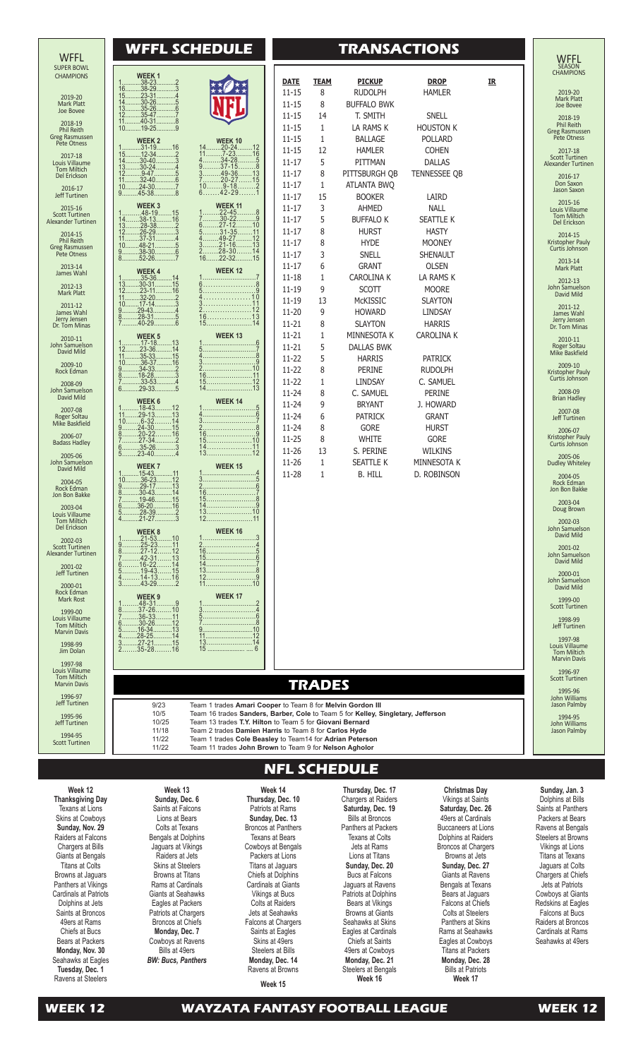# WFFL SCHEDULE

| WEEK 1 | WEEK 10 |
|---|---|
| 1.........38-23..........2 | 14........20-24..........12 |
| 16.......38-29..........3 | 11.........7-23..........16 |
| 15.......23-31..........4 | 4.........34-28..........5 |
| 14.......30-26..........5 | 9.........37-15..........8 |
| 13.......35-26..........6 | 3.........49-36..........13 |
| 12.......35-47..........7 | 7.........20-27..........15 |
| 11.......40-31..........8 | 10.........9-18..........2 |
| 10.......19-25..........9 | 6.........42-29..........1 |

| WEEK 2 | WEEK 11 |
|---|---|
| 1.........31-19..........16 | 1.........22-45..........8 |
| 15.......12-34..........2 | 7.........30-22..........9 |
| 14.......30-40..........3 | 6.........27-12..........10 |
| 13.......30-24..........4 | 5.........31-35..........11 |
| 12.........9-47..........5 | 4.........49-27..........12 |
| 11.......32-40..........6 | 3.........21-16..........13 |
| 10.......24-30..........7 | 2.........28-30..........14 |
| 9.........45-38..........8 | 16.......22-32..........15 |

| WEEK 3 | WEEK 12 |
|---|---|
| 1.........48-19..........15 | 1..........................7 |
| 14.......38-13..........16 | 6..........................8 |
| 13.......28-38..........2 | 5..........................9 |
| 12.......26-29..........3 | 4..........................10 |
| 11.......37-31..........4 | 3..........................11 |
| 10.......48-21..........5 | 2..........................12 |
| 9.........38-30..........6 | 16........................13 |
| 8.........52-26..........7 | 15........................14 |

| WEEK 4 | WEEK 13 |
|---|---|
| 1.........35-36..........14 | 1..........................6 |
| 13.......30-31..........15 | 5..........................7 |
| 12.......23-11..........16 | 4..........................8 |
| 11.......32-20..........2 | 3..........................9 |
| 10.......17-14..........3 | 2..........................10 |
| 9.........29-43..........4 | 16........................11 |
| 8.........28-31..........5 | 15........................12 |
| 7.........40-29..........6 | 14........................13 |

| WEEK 5 | WEEK 14 |
|---|---|
| 1.........17-18..........13 | 1..........................5 |
| 12.......23-36..........14 | 4..........................6 |
| 11.......35-33..........15 | 3..........................7 |
| 10.......36-37..........16 | 2..........................8 |
| 9.........34-33..........2 | 16........................9 |
| 8.........18-28..........3 | 15........................10 |
| 7.........33-53..........4 | 14........................11 |
| 6.........29-33..........5 | 13........................12 |

| WEEK 6 | WEEK 15 |
|---|---|
| 1.........18-43..........12 | 1..........................4 |
| 11.......29-13..........13 | 3..........................5 |
| 10.........6-32..........14 | 2..........................6 |
| 9.........24-30..........15 | 16........................7 |
| 8.........20-22..........16 | 15........................8 |
| 7.........27-34..........2 | 14........................9 |
| 6.........35-26..........3 | 13........................10 |
| 5.........23-40..........4 | 12........................11 |

| WEEK 7 | WEEK 16 |
|---|---|
| 1.........15-43..........11 | 1..........................3 |
| 10.......36-23..........12 | 2..........................4 |
| 9.........29-17..........13 | 16........................5 |
| 8.........30-43..........14 | 15........................6 |
| 7.........19-46..........15 | 14........................7 |
| 6.........36-20..........16 | 13........................8 |
| 5.........28-39..........2 | 12........................9 |
| 4.........21-27..........3 | 11........................10 |

| WEEK 8 | WEEK 17 |
|---|---|
| 1.........21-53..........10 | 1..........................2 |
| 9.........25-23..........11 | 3..........................4 |
| 8.........27-12..........12 | 5..........................6 |
| 7.........42-31..........13 | 7..........................8 |
| 6.........16-22..........14 | 9..........................10 |
| 5.........19-43..........15 | 11........................12 |
| 4.........14-13..........16 | 13........................14 |
| 3.........43-29..........2 | 15........................6 |

| WEEK 9 |
|---|
| 1.........48-31..........9 |
| 8.........37-26..........10 |
| 7.........36-33..........11 |
| 6.........30-26..........12 |
| 5.........16-34..........13 |
| 4.........28-25..........14 |
| 3.........27-21..........15 |
| 2.........35-28..........16 |

# TRANSACTIONS

| DATE | TEAM | PICKUP | DROP | IR |
|---|---|---|---|---|
| 11-15 | 8 | RUDOLPH | HAMLER | |
| 11-15 | 8 | BUFFALO BWK | | |
| 11-15 | 14 | T. SMITH | SNELL | |
| 11-15 | 1 | LA RAMS K | HOUSTON K | |
| 11-15 | 1 | BALLAGE | POLLARD | |
| 11-15 | 12 | HAMLER | COHEN | |
| 11-17 | 5 | PITTMAN | DALLAS | |
| 11-17 | 8 | PITTSBURGH QB | TENNESSEE QB | |
| 11-17 | 1 | ATLANTA BWQ | | |
| 11-17 | 15 | BOOKER | LAIRD | |
| 11-17 | 3 | AHMED | NALL | |
| 11-17 | 5 | BUFFALO K | SEATTLE K | |
| 11-17 | 8 | HURST | HASTY | |
| 11-17 | 8 | HYDE | MOONEY | |
| 11-17 | 3 | SNELL | SHENAULT | |
| 11-17 | 6 | GRANT | OLSEN | |
| 11-18 | 1 | CAROLINA K | LA RAMS K | |
| 11-19 | 9 | SCOTT | MOORE | |
| 11-19 | 13 | McKISSIC | SLAYTON | |
| 11-20 | 9 | HOWARD | LINDSAY | |
| 11-21 | 8 | SLAYTON | HARRIS | |
| 11-21 | 1 | MINNESOTA K | CAROLINA K | |
| 11-21 | 5 | DALLAS BWK | | |
| 11-22 | 5 | HARRIS | PATRICK | |
| 11-22 | 8 | PERINE | RUDOLPH | |
| 11-22 | 1 | LINDSAY | C. SAMUEL | |
| 11-24 | 8 | C. SAMUEL | PERINE | |
| 11-24 | 9 | BRYANT | J. HOWARD | |
| 11-24 | 6 | PATRICK | GRANT | |
| 11-24 | 8 | GORE | HURST | |
| 11-25 | 8 | WHITE | GORE | |
| 11-26 | 13 | S. PERINE | WILKINS | |
| 11-26 | 1 | SEATTLE K | MINNESOTA K | |
| 11-28 | 1 | B. HILL | D. ROBINSON | |

# TRADES

| | |
|---|---|
| 9/23 | Team 1 trades **Amari Cooper** to Team 8 for **Melvin Gordon III** |
| 10/5 | Team 16 trades **Sanders, Barber, Cole** to Team 5 for **Kelley, Singletary, Jefferson** |
| 10/25 | Team 13 trades **T.Y. Hilton** to Team 5 for **Giovani Bernard** |
| 11/18 | Team 2 trades **Damien Harris** to Team 8 for **Carlos Hyde** |
| 11/22 | Team 1 trades **Cole Beasley** to Team14 for **Adrian Peterson** |
| 11/22 | Team 11 trades **John Brown** to Team 9 for **Nelson Agholor** |

## WFFL SUPER BOWL CHAMPIONS

- 2019-20: Mark Platt, Joe Bovee
- 2018-19: Phil Reith, Greg Rasmussen, Pete Otness
- 2017-18: Louis Villaume, Tom Miltich, Del Erickson
- 2016-17: Jeff Turtinen
- 2015-16: Scott Turtinen, Alexander Turtinen
- 2014-15: Phil Reith, Greg Rasmussen, Pete Otness
- 2013-14: James Wahl
- 2012-13: Mark Platt
- 2011-12: James Wahl, Jerry Jensen, Dr. Tom Minas
- 2010-11: John Samuelson, David Mild
- 2009-10: Rock Edman
- 2008-09: John Samuelson, David Mild
- 2007-08: Roger Soltau, Mike Baskfield
- 2006-07: Badass Hadley
- 2005-06: John Samuelson, David Mild
- 2004-05: Rock Edman, Jon Bon Bakke
- 2003-04: Louis Villaume, Tom Miltich, Del Erickson
- 2002-03: Scott Turtinen, Alexander Turtinen
- 2001-02: Jeff Turtinen
- 2000-01: Rock Edman, Mark Rost
- 1999-00: Louis Villaume, Tom Miltich, Marvin Davis
- 1998-99: Jim Dolan
- 1997-98: Louis Villaume, Tom Miltich, Marvin Davis
- 1996-97: Jeff Turtinen
- 1995-96: Jeff Turtinen
- 1994-95: Scott Turtinen

## WFFL SEASON CHAMPIONS

- 2019-20: Mark Platt, Joe Bovee
- 2018-19: Phil Reith, Greg Rasmussen, Pete Otness
- 2017-18: Scott Turtinen, Alexander Turtinen
- 2016-17: Don Saxon, Jason Saxon
- 2015-16: Louis Villaume, Tom Miltich, Del Erickson
- 2014-15: Kristopher Pauly, Curtis Johnson
- 2013-14: Mark Platt
- 2012-13: John Samuelson, David Mild
- 2011-12: James Wahl, Jerry Jensen, Dr. Tom Minas
- 2010-11: Roger Soltau, Mike Baskfield
- 2009-10: Kristopher Pauly, Curtis Johnson
- 2008-09: Brian Hadley
- 2007-08: Jeff Turtinen
- 2006-07: Kristopher Pauly, Curtis Johnson
- 2005-06: Dudley Whiteley
- 2004-05: Rock Edman, Jon Bon Bakke
- 2003-04: Doug Brown
- 2002-03: John Samuelson, David Mild
- 2001-02: John Samuelson, David Mild
- 2000-01: John Samuelson, David Mild
- 1999-00: Scott Turtinen
- 1998-99: Jeff Turtinen
- 1997-98: Louis Villaume, Tom Miltich, Marvin Davis
- 1996-97: Scott Turtinen
- 1995-96: John Williams, Jason Palmby
- 1994-95: John Williams, Jason Palmby

# NFL SCHEDULE

**Week 12**
**Thanksgiving Day**
Texans at Lions
Skins at Cowboys
**Sunday, Nov. 29**
Raiders at Falcons
Chargers at Bills
Giants at Bengals
Titans at Colts
Browns at Jaguars
Panthers at Vikings
Cardinals at Patriots
Dolphins at Jets
Saints at Broncos
49ers at Rams
Chiefs at Bucs
Bears at Packers
**Monday, Nov. 30**
Seahawks at Eagles
**Tuesday, Dec. 1**
Ravens at Steelers

**Week 13**
**Sunday, Dec. 6**
Saints at Falcons
Lions at Bears
Colts at Texans
Bengals at Dolphins
Jaguars at Vikings
Raiders at Jets
Skins at Steelers
Browns at Titans
Rams at Cardinals
Giants at Seahawks
Eagles at Packers
Patriots at Chargers
Broncos at Chiefs
**Monday, Dec. 7**
Cowboys at Ravens
Bills at 49ers
***BW: Bucs, Panthers***

**Week 14**
**Thursday, Dec. 10**
Patriots at Rams
**Sunday, Dec. 13**
Broncos at Panthers
Texans at Bears
Cowboys at Bengals
Packers at Lions
Titans at Jaguars
Chiefs at Dolphins
Cardinals at Giants
Vikings at Bucs
Colts at Raiders
Jets at Seahawks
Falcons at Chargers
Saints at Eagles
Skins at 49ers
Steelers at Bills
**Monday, Dec. 14**
Ravens at Browns

**Week 15**
**Thursday, Dec. 17**
Chargers at Raiders
**Saturday, Dec. 19**
Bills at Broncos
Panthers at Packers
Texans at Colts
Jets at Rams
Lions at Titans
**Sunday, Dec. 20**
Bucs at Falcons
Jaguars at Ravens
Patriots at Dolphins
Bears at Vikings
Browns at Giants
Seahawks at Skins
Eagles at Cardinals
Chiefs at Saints
49ers at Cowboys
**Monday, Dec. 21**
Steelers at Bengals

**Week 16**
**Christmas Day**
Vikings at Saints
**Saturday, Dec. 26**
49ers at Cardinals
Buccaneers at Lions
Dolphins at Raiders
Broncos at Chargers
Browns at Jets
**Sunday, Dec. 27**
Giants at Ravens
Bengals at Texans
Bears at Jaguars
Falcons at Chiefs
Colts at Steelers
Panthers at Skins
Rams at Seahawks
Eagles at Cowboys
Titans at Packers
**Monday, Dec. 28**
Bills at Patriots

**Week 17**
**Sunday, Jan. 3**
Dolphins at Bills
Saints at Panthers
Packers at Bears
Ravens at Bengals
Steelers at Browns
Vikings at Lions
Titans at Texans
Jaguars at Colts
Chargers at Chiefs
Jets at Patriots
Cowboys at Giants
Redskins at Eagles
Falcons at Bucs
Raiders at Broncos
Cardinals at Rams
Seahawks at 49ers

**WEEK 12 — WAYZATA FANTASY FOOTBALL LEAGUE — WEEK 12**